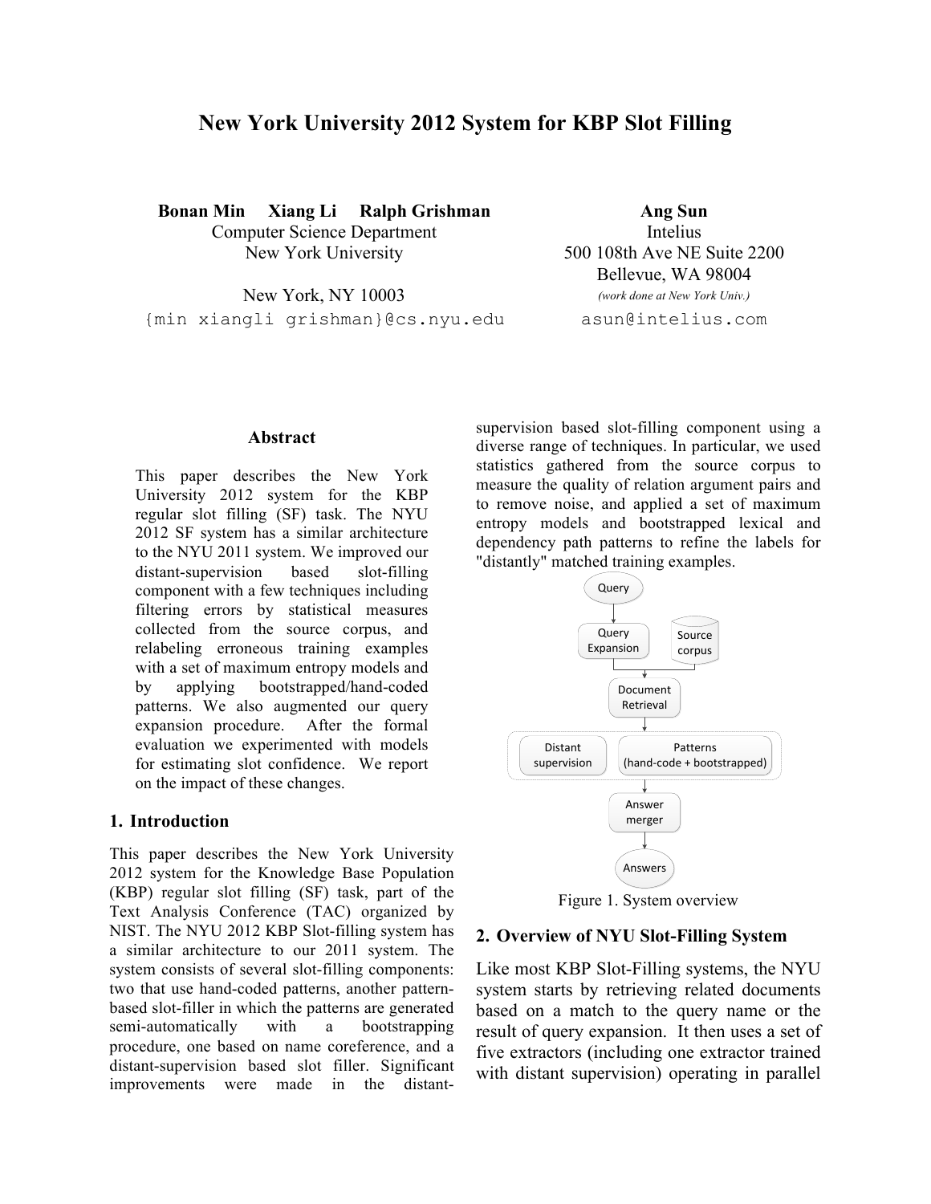# New York University 2012 System for KBP Slot Filling

**Bonan Min Xiang Li Ralph Grishman**
Computer Science Department
New York University

New York, NY 10003
{min xiangli grishman}@cs.nyu.edu

**Ang Sun**
Intelius
500 108th Ave NE Suite 2200
Bellevue, WA 98004
*(work done at New York Univ.)*
asun@intelius.com

## Abstract

This paper describes the New York University 2012 system for the KBP regular slot filling (SF) task. The NYU 2012 SF system has a similar architecture to the NYU 2011 system. We improved our distant-supervision based slot-filling component with a few techniques including filtering errors by statistical measures collected from the source corpus, and relabeling erroneous training examples with a set of maximum entropy models and by applying bootstrapped/hand-coded patterns. We also augmented our query expansion procedure. After the formal evaluation we experimented with models for estimating slot confidence. We report on the impact of these changes.

## 1. Introduction

This paper describes the New York University 2012 system for the Knowledge Base Population (KBP) regular slot filling (SF) task, part of the Text Analysis Conference (TAC) organized by NIST. The NYU 2012 KBP Slot-filling system has a similar architecture to our 2011 system. The system consists of several slot-filling components: two that use hand-coded patterns, another pattern-based slot-filler in which the patterns are generated semi-automatically with a bootstrapping procedure, one based on name coreference, and a distant-supervision based slot filler. Significant improvements were made in the distant-supervision based slot-filling component using a diverse range of techniques. In particular, we used statistics gathered from the source corpus to measure the quality of relation argument pairs and to remove noise, and applied a set of maximum entropy models and bootstrapped lexical and dependency path patterns to refine the labels for "distantly" matched training examples.

Figure 1. System overview

## 2. Overview of NYU Slot-Filling System

Like most KBP Slot-Filling systems, the NYU system starts by retrieving related documents based on a match to the query name or the result of query expansion. It then uses a set of five extractors (including one extractor trained with distant supervision) operating in parallel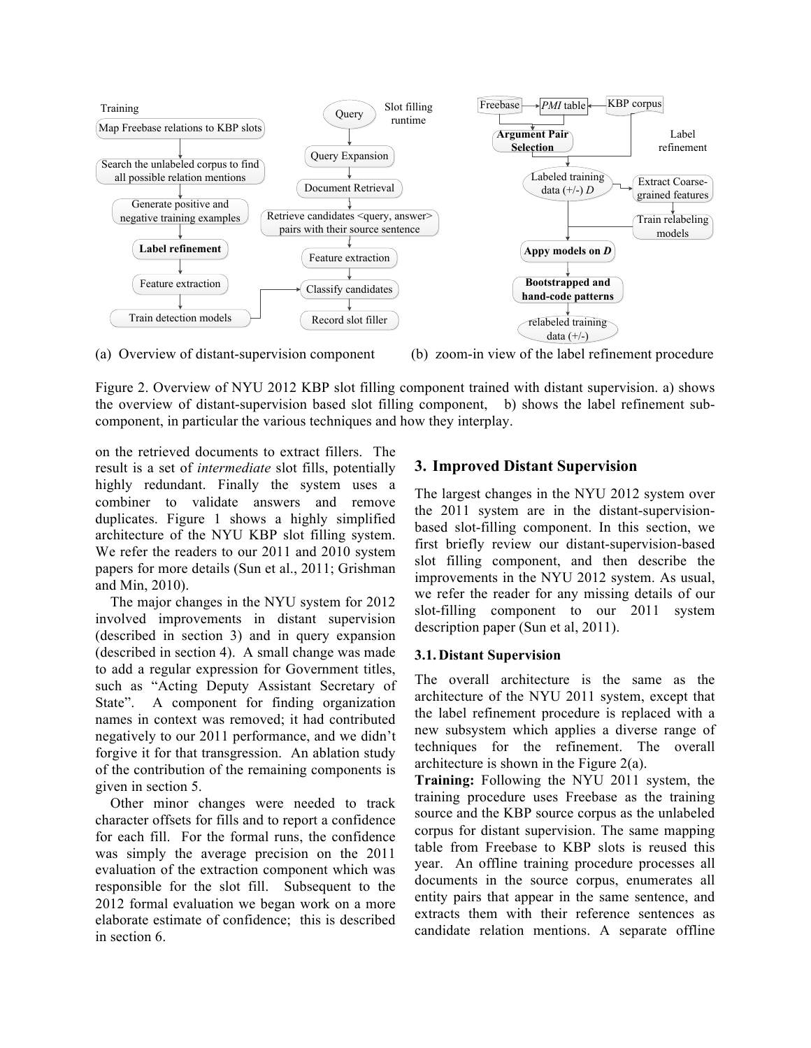Figure 2. Overview of NYU 2012 KBP slot filling component trained with distant supervision. a) shows the overview of distant-supervision based slot filling component, b) shows the label refinement sub-component, in particular the various techniques and how they interplay.

on the retrieved documents to extract fillers. The result is a set of *intermediate* slot fills, potentially highly redundant. Finally the system uses a combiner to validate answers and remove duplicates. Figure 1 shows a highly simplified architecture of the NYU KBP slot filling system. We refer the readers to our 2011 and 2010 system papers for more details (Sun et al., 2011; Grishman and Min, 2010).

The major changes in the NYU system for 2012 involved improvements in distant supervision (described in section 3) and in query expansion (described in section 4). A small change was made to add a regular expression for Government titles, such as "Acting Deputy Assistant Secretary of State". A component for finding organization names in context was removed; it had contributed negatively to our 2011 performance, and we didn't forgive it for that transgression. An ablation study of the contribution of the remaining components is given in section 5.

Other minor changes were needed to track character offsets for fills and to report a confidence for each fill. For the formal runs, the confidence was simply the average precision on the 2011 evaluation of the extraction component which was responsible for the slot fill. Subsequent to the 2012 formal evaluation we began work on a more elaborate estimate of confidence; this is described in section 6.

## 3. Improved Distant Supervision

The largest changes in the NYU 2012 system over the 2011 system are in the distant-supervision-based slot-filling component. In this section, we first briefly review our distant-supervision-based slot filling component, and then describe the improvements in the NYU 2012 system. As usual, we refer the reader for any missing details of our slot-filling component to our 2011 system description paper (Sun et al, 2011).

### 3.1. Distant Supervision

The overall architecture is the same as the architecture of the NYU 2011 system, except that the label refinement procedure is replaced with a new subsystem which applies a diverse range of techniques for the refinement. The overall architecture is shown in the Figure 2(a).

**Training:** Following the NYU 2011 system, the training procedure uses Freebase as the training source and the KBP source corpus as the unlabeled corpus for distant supervision. The same mapping table from Freebase to KBP slots is reused this year. An offline training procedure processes all documents in the source corpus, enumerates all entity pairs that appear in the same sentence, and extracts them with their reference sentences as candidate relation mentions. A separate offline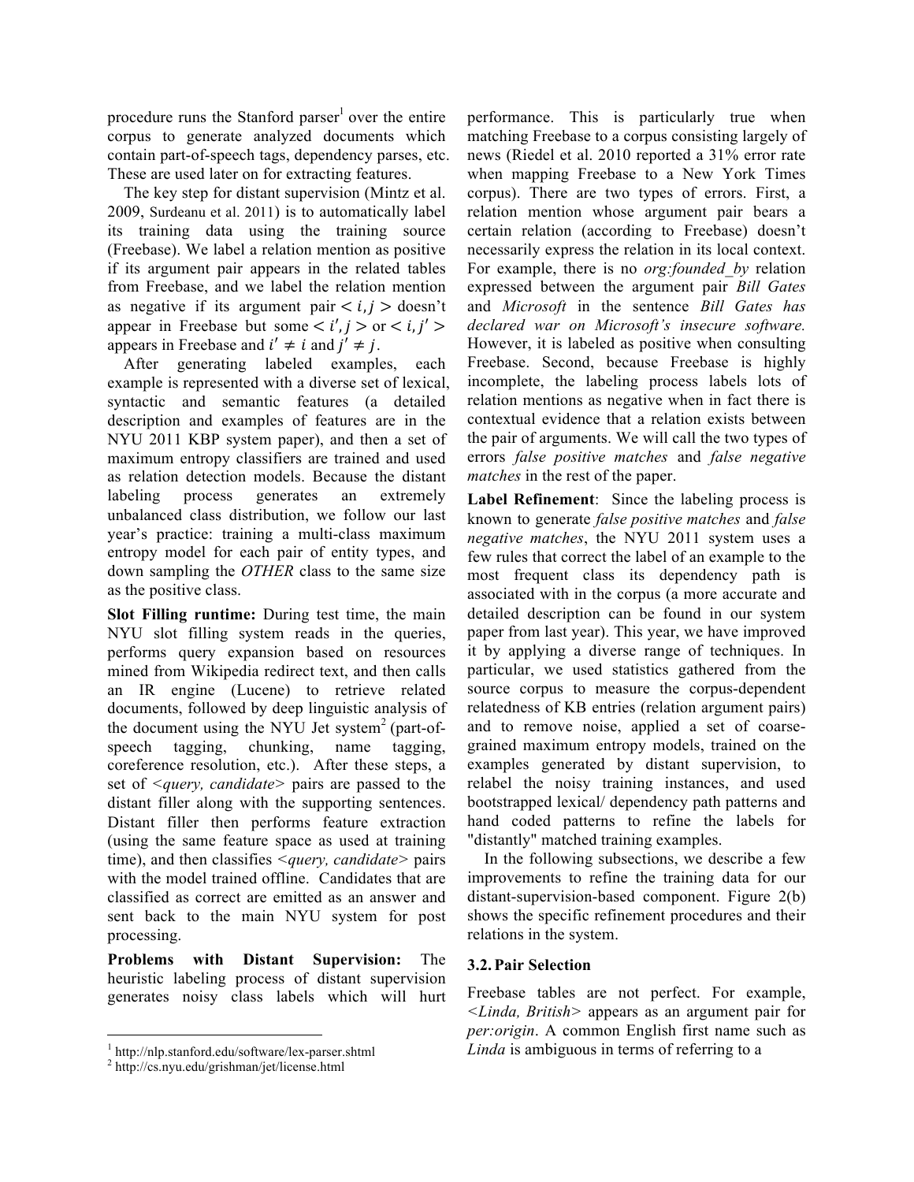procedure runs the Stanford parser[1] over the entire corpus to generate analyzed documents which contain part-of-speech tags, dependency parses, etc. These are used later on for extracting features.

The key step for distant supervision (Mintz et al. 2009, Surdeanu et al. 2011) is to automatically label its training data using the training source (Freebase). We label a relation mention as positive if its argument pair appears in the related tables from Freebase, and we label the relation mention as negative if its argument pair $< i, j >$ doesn't appear in Freebase but some $< i', j >$ or $< i, j' >$ appears in Freebase and $i' \neq i$ and $j' \neq j$.

After generating labeled examples, each example is represented with a diverse set of lexical, syntactic and semantic features (a detailed description and examples of features are in the NYU 2011 KBP system paper), and then a set of maximum entropy classifiers are trained and used as relation detection models. Because the distant labeling process generates an extremely unbalanced class distribution, we follow our last year's practice: training a multi-class maximum entropy model for each pair of entity types, and down sampling the *OTHER* class to the same size as the positive class.

**Slot Filling runtime:** During test time, the main NYU slot filling system reads in the queries, performs query expansion based on resources mined from Wikipedia redirect text, and then calls an IR engine (Lucene) to retrieve related documents, followed by deep linguistic analysis of the document using the NYU Jet system[2] (part-of-speech tagging, chunking, name tagging, coreference resolution, etc.). After these steps, a set of <*query, candidate*> pairs are passed to the distant filler along with the supporting sentences. Distant filler then performs feature extraction (using the same feature space as used at training time), and then classifies <*query, candidate*> pairs with the model trained offline. Candidates that are classified as correct are emitted as an answer and sent back to the main NYU system for post processing.

**Problems with Distant Supervision:** The heuristic labeling process of distant supervision generates noisy class labels which will hurt performance. This is particularly true when matching Freebase to a corpus consisting largely of news (Riedel et al. 2010 reported a 31% error rate when mapping Freebase to a New York Times corpus). There are two types of errors. First, a relation mention whose argument pair bears a certain relation (according to Freebase) doesn't necessarily express the relation in its local context. For example, there is no *org:founded_by* relation expressed between the argument pair *Bill Gates* and *Microsoft* in the sentence *Bill Gates has declared war on Microsoft's insecure software.* However, it is labeled as positive when consulting Freebase. Second, because Freebase is highly incomplete, the labeling process labels lots of relation mentions as negative when in fact there is contextual evidence that a relation exists between the pair of arguments. We will call the two types of errors *false positive matches* and *false negative matches* in the rest of the paper.

**Label Refinement**: Since the labeling process is known to generate *false positive matches* and *false negative matches*, the NYU 2011 system uses a few rules that correct the label of an example to the most frequent class its dependency path is associated with in the corpus (a more accurate and detailed description can be found in our system paper from last year). This year, we have improved it by applying a diverse range of techniques. In particular, we used statistics gathered from the source corpus to measure the corpus-dependent relatedness of KB entries (relation argument pairs) and to remove noise, applied a set of coarse-grained maximum entropy models, trained on the examples generated by distant supervision, to relabel the noisy training instances, and used bootstrapped lexical/ dependency path patterns and hand coded patterns to refine the labels for "distantly" matched training examples.

In the following subsections, we describe a few improvements to refine the training data for our distant-supervision-based component. Figure 2(b) shows the specific refinement procedures and their relations in the system.

### 3.2. Pair Selection

Freebase tables are not perfect. For example, <*Linda, British*> appears as an argument pair for *per:origin*. A common English first name such as *Linda* is ambiguous in terms of referring to a

[1] http://nlp.stanford.edu/software/lex-parser.shtml
[2] http://cs.nyu.edu/grishman/jet/license.html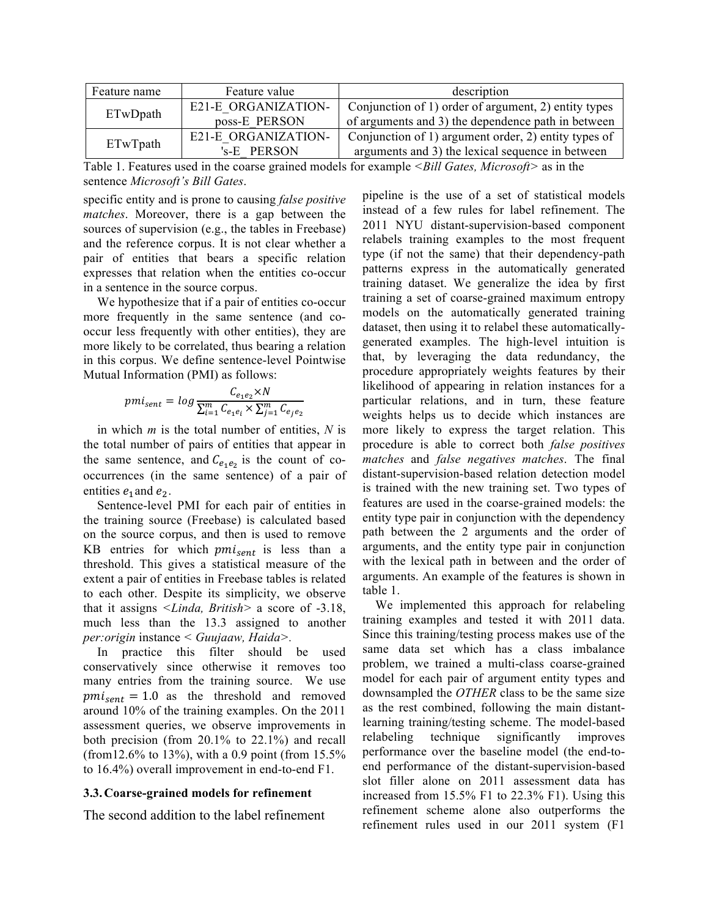| Feature name | Feature value | description |
|---|---|---|
| ETwDpath | E21-E_ORGANIZATION-poss-E_PERSON | Conjunction of 1) order of argument, 2) entity types of arguments and 3) the dependence path in between |
| ETwTpath | E21-E_ORGANIZATION-'s-E_ PERSON | Conjunction of 1) argument order, 2) entity types of arguments and 3) the lexical sequence in between |

Table 1. Features used in the coarse grained models for example <*Bill Gates, Microsoft*> as in the sentence *Microsoft's Bill Gates*.

specific entity and is prone to causing *false positive matches*. Moreover, there is a gap between the sources of supervision (e.g., the tables in Freebase) and the reference corpus. It is not clear whether a pair of entities that bears a specific relation expresses that relation when the entities co-occur in a sentence in the source corpus.

We hypothesize that if a pair of entities co-occur more frequently in the same sentence (and co-occur less frequently with other entities), they are more likely to be correlated, thus bearing a relation in this corpus. We define sentence-level Pointwise Mutual Information (PMI) as follows:

$$pmi_{sent} = log \frac{C_{e_1e_2} \times N}{\sum_{i=1}^{m} C_{e_1e_i} \times \sum_{j=1}^{m} C_{e_je_2}}$$

in which *m* is the total number of entities, *N* is the total number of pairs of entities that appear in the same sentence, and $C_{e_1e_2}$ is the count of co-occurrences (in the same sentence) of a pair of entities $e_1$ and $e_2$.

Sentence-level PMI for each pair of entities in the training source (Freebase) is calculated based on the source corpus, and then is used to remove KB entries for which $pmi_{sent}$ is less than a threshold. This gives a statistical measure of the extent a pair of entities in Freebase tables is related to each other. Despite its simplicity, we observe that it assigns <*Linda, British*> a score of -3.18, much less than the 13.3 assigned to another *per:origin* instance < *Guujaaw, Haida*>.

In practice this filter should be used conservatively since otherwise it removes too many entries from the training source. We use $pmi_{sent} = 1.0$ as the threshold and removed around 10% of the training examples. On the 2011 assessment queries, we observe improvements in both precision (from 20.1% to 22.1%) and recall (from12.6% to 13%), with a 0.9 point (from 15.5% to 16.4%) overall improvement in end-to-end F1.

### 3.3. Coarse-grained models for refinement

The second addition to the label refinement pipeline is the use of a set of statistical models instead of a few rules for label refinement. The 2011 NYU distant-supervision-based component relabels training examples to the most frequent type (if not the same) that their dependency-path patterns express in the automatically generated training dataset. We generalize the idea by first training a set of coarse-grained maximum entropy models on the automatically generated training dataset, then using it to relabel these automatically-generated examples. The high-level intuition is that, by leveraging the data redundancy, the procedure appropriately weights features by their likelihood of appearing in relation instances for a particular relations, and in turn, these feature weights helps us to decide which instances are more likely to express the target relation. This procedure is able to correct both *false positives matches* and *false negatives matches*. The final distant-supervision-based relation detection model is trained with the new training set. Two types of features are used in the coarse-grained models: the entity type pair in conjunction with the dependency path between the 2 arguments and the order of arguments, and the entity type pair in conjunction with the lexical path in between and the order of arguments. An example of the features is shown in table 1.

We implemented this approach for relabeling training examples and tested it with 2011 data. Since this training/testing process makes use of the same data set which has a class imbalance problem, we trained a multi-class coarse-grained model for each pair of argument entity types and downsampled the *OTHER* class to be the same size as the rest combined, following the main distant-learning training/testing scheme. The model-based relabeling technique significantly improves performance over the baseline model (the end-to-end performance of the distant-supervision-based slot filler alone on 2011 assessment data has increased from 15.5% F1 to 22.3% F1). Using this refinement scheme alone also outperforms the refinement rules used in our 2011 system (F1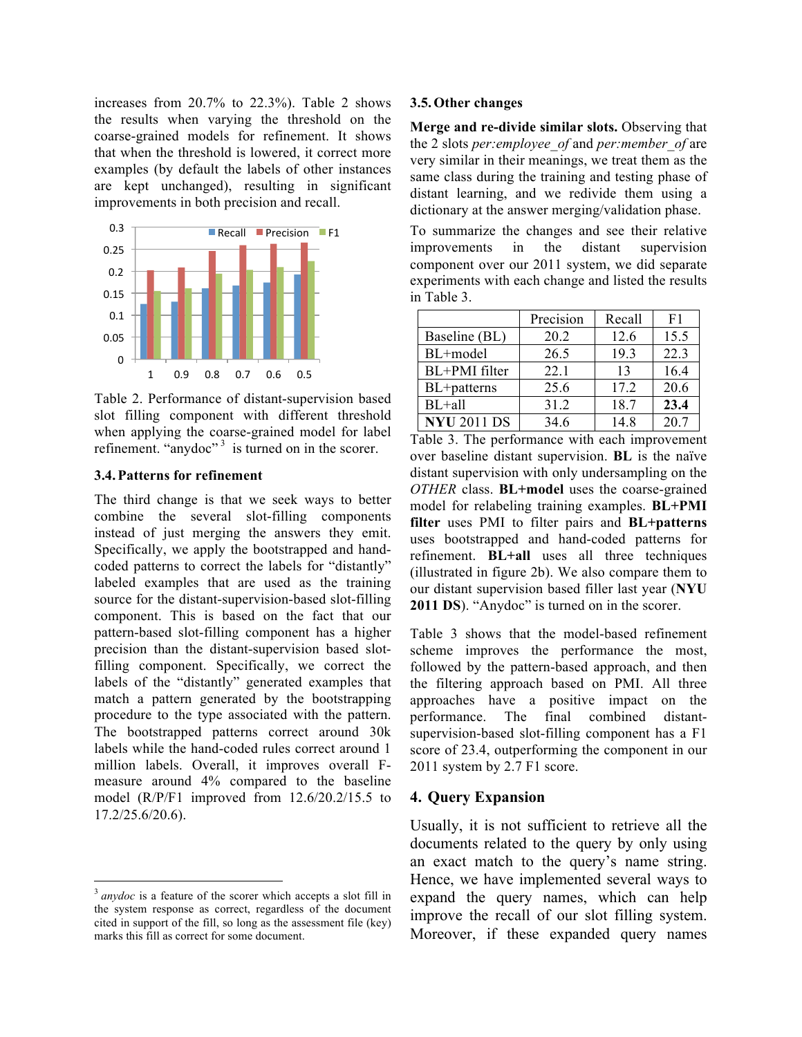increases from 20.7% to 22.3%). Table 2 shows the results when varying the threshold on the coarse-grained models for refinement. It shows that when the threshold is lowered, it correct more examples (by default the labels of other instances are kept unchanged), resulting in significant improvements in both precision and recall.

Table 2. Performance of distant-supervision based slot filling component with different threshold when applying the coarse-grained model for label refinement. "anydoc"[3] is turned on in the scorer.

### 3.4. Patterns for refinement

The third change is that we seek ways to better combine the several slot-filling components instead of just merging the answers they emit. Specifically, we apply the bootstrapped and hand-coded patterns to correct the labels for "distantly" labeled examples that are used as the training source for the distant-supervision-based slot-filling component. This is based on the fact that our pattern-based slot-filling component has a higher precision than the distant-supervision based slot-filling component. Specifically, we correct the labels of the "distantly" generated examples that match a pattern generated by the bootstrapping procedure to the type associated with the pattern. The bootstrapped patterns correct around 30k labels while the hand-coded rules correct around 1 million labels. Overall, it improves overall F-measure around 4% compared to the baseline model (R/P/F1 improved from 12.6/20.2/15.5 to 17.2/25.6/20.6).

### 3.5. Other changes

**Merge and re-divide similar slots.** Observing that the 2 slots *per:employee_of* and *per:member_of* are very similar in their meanings, we treat them as the same class during the training and testing phase of distant learning, and we redivide them using a dictionary at the answer merging/validation phase.

To summarize the changes and see their relative improvements in the distant supervision component over our 2011 system, we did separate experiments with each change and listed the results in Table 3.

| | Precision | Recall | F1 |
|---|---|---|---|
| Baseline (BL) | 20.2 | 12.6 | 15.5 |
| BL+model | 26.5 | 19.3 | 22.3 |
| BL+PMI filter | 22.1 | 13 | 16.4 |
| BL+patterns | 25.6 | 17.2 | 20.6 |
| BL+all | 31.2 | 18.7 | **23.4** |
| **NYU** 2011 DS | 34.6 | 14.8 | 20.7 |

Table 3. The performance with each improvement over baseline distant supervision. **BL** is the naïve distant supervision with only undersampling on the *OTHER* class. **BL+model** uses the coarse-grained model for relabeling training examples. **BL+PMI filter** uses PMI to filter pairs and **BL+patterns** uses bootstrapped and hand-coded patterns for refinement. **BL+all** uses all three techniques (illustrated in figure 2b). We also compare them to our distant supervision based filler last year (**NYU 2011 DS**). "Anydoc" is turned on in the scorer.

Table 3 shows that the model-based refinement scheme improves the performance the most, followed by the pattern-based approach, and then the filtering approach based on PMI. All three approaches have a positive impact on the performance. The final combined distant-supervision-based slot-filling component has a F1 score of 23.4, outperforming the component in our 2011 system by 2.7 F1 score.

## 4. Query Expansion

Usually, it is not sufficient to retrieve all the documents related to the query by only using an exact match to the query's name string. Hence, we have implemented several ways to expand the query names, which can help improve the recall of our slot filling system. Moreover, if these expanded query names

[3] *anydoc* is a feature of the scorer which accepts a slot fill in the system response as correct, regardless of the document cited in support of the fill, so long as the assessment file (key) marks this fill as correct for some document.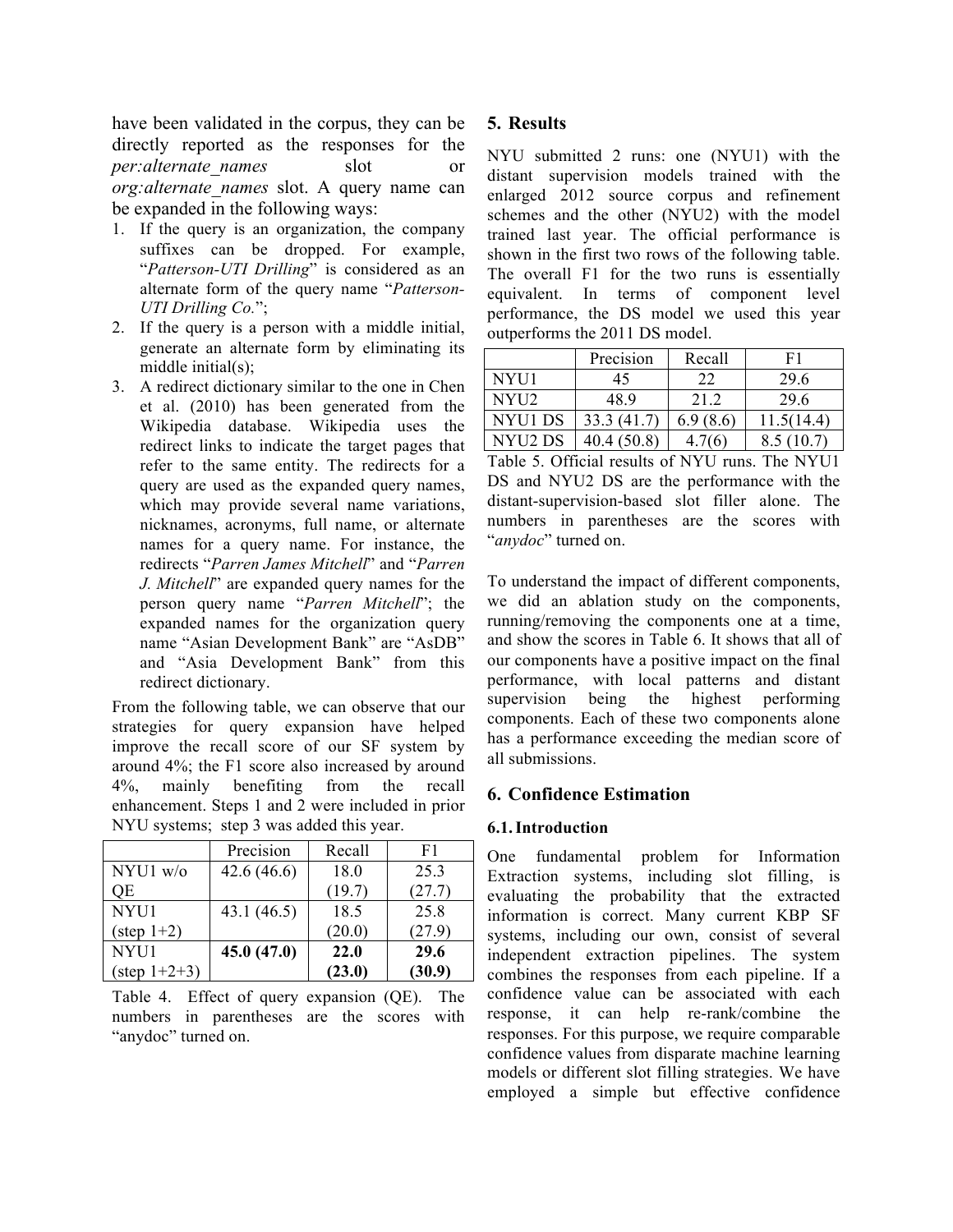have been validated in the corpus, they can be directly reported as the responses for the *per:alternate_names* slot or *org:alternate_names* slot. A query name can be expanded in the following ways:

1. If the query is an organization, the company suffixes can be dropped. For example, "*Patterson-UTI Drilling*" is considered as an alternate form of the query name "*Patterson-UTI Drilling Co.*";
2. If the query is a person with a middle initial, generate an alternate form by eliminating its middle initial(s);
3. A redirect dictionary similar to the one in Chen et al. (2010) has been generated from the Wikipedia database. Wikipedia uses the redirect links to indicate the target pages that refer to the same entity. The redirects for a query are used as the expanded query names, which may provide several name variations, nicknames, acronyms, full name, or alternate names for a query name. For instance, the redirects "*Parren James Mitchell*" and "*Parren J. Mitchell*" are expanded query names for the person query name "*Parren Mitchell*"; the expanded names for the organization query name "Asian Development Bank" are "AsDB" and "Asia Development Bank" from this redirect dictionary.

From the following table, we can observe that our strategies for query expansion have helped improve the recall score of our SF system by around 4%; the F1 score also increased by around 4%, mainly benefiting from the recall enhancement. Steps 1 and 2 were included in prior NYU systems; step 3 was added this year.

| | Precision | Recall | F1 |
|---|---|---|---|
| NYU1 w/o QE | 42.6 (46.6) | 18.0 (19.7) | 25.3 (27.7) |
| NYU1 (step 1+2) | 43.1 (46.5) | 18.5 (20.0) | 25.8 (27.9) |
| NYU1 (step 1+2+3) | **45.0 (47.0)** | **22.0 (23.0)** | **29.6 (30.9)** |

Table 4. Effect of query expansion (QE). The numbers in parentheses are the scores with "anydoc" turned on.

## 5. Results

NYU submitted 2 runs: one (NYU1) with the distant supervision models trained with the enlarged 2012 source corpus and refinement schemes and the other (NYU2) with the model trained last year. The official performance is shown in the first two rows of the following table. The overall F1 for the two runs is essentially equivalent. In terms of component level performance, the DS model we used this year outperforms the 2011 DS model.

| | Precision | Recall | F1 |
|---|---|---|---|
| NYU1 | 45 | 22 | 29.6 |
| NYU2 | 48.9 | 21.2 | 29.6 |
| NYU1 DS | 33.3 (41.7) | 6.9 (8.6) | 11.5(14.4) |
| NYU2 DS | 40.4 (50.8) | 4.7(6) | 8.5 (10.7) |

Table 5. Official results of NYU runs. The NYU1 DS and NYU2 DS are the performance with the distant-supervision-based slot filler alone. The numbers in parentheses are the scores with "*anydoc*" turned on.

To understand the impact of different components, we did an ablation study on the components, running/removing the components one at a time, and show the scores in Table 6. It shows that all of our components have a positive impact on the final performance, with local patterns and distant supervision being the highest performing components. Each of these two components alone has a performance exceeding the median score of all submissions.

## 6. Confidence Estimation

### 6.1. Introduction

One fundamental problem for Information Extraction systems, including slot filling, is evaluating the probability that the extracted information is correct. Many current KBP SF systems, including our own, consist of several independent extraction pipelines. The system combines the responses from each pipeline. If a confidence value can be associated with each response, it can help re-rank/combine the responses. For this purpose, we require comparable confidence values from disparate machine learning models or different slot filling strategies. We have employed a simple but effective confidence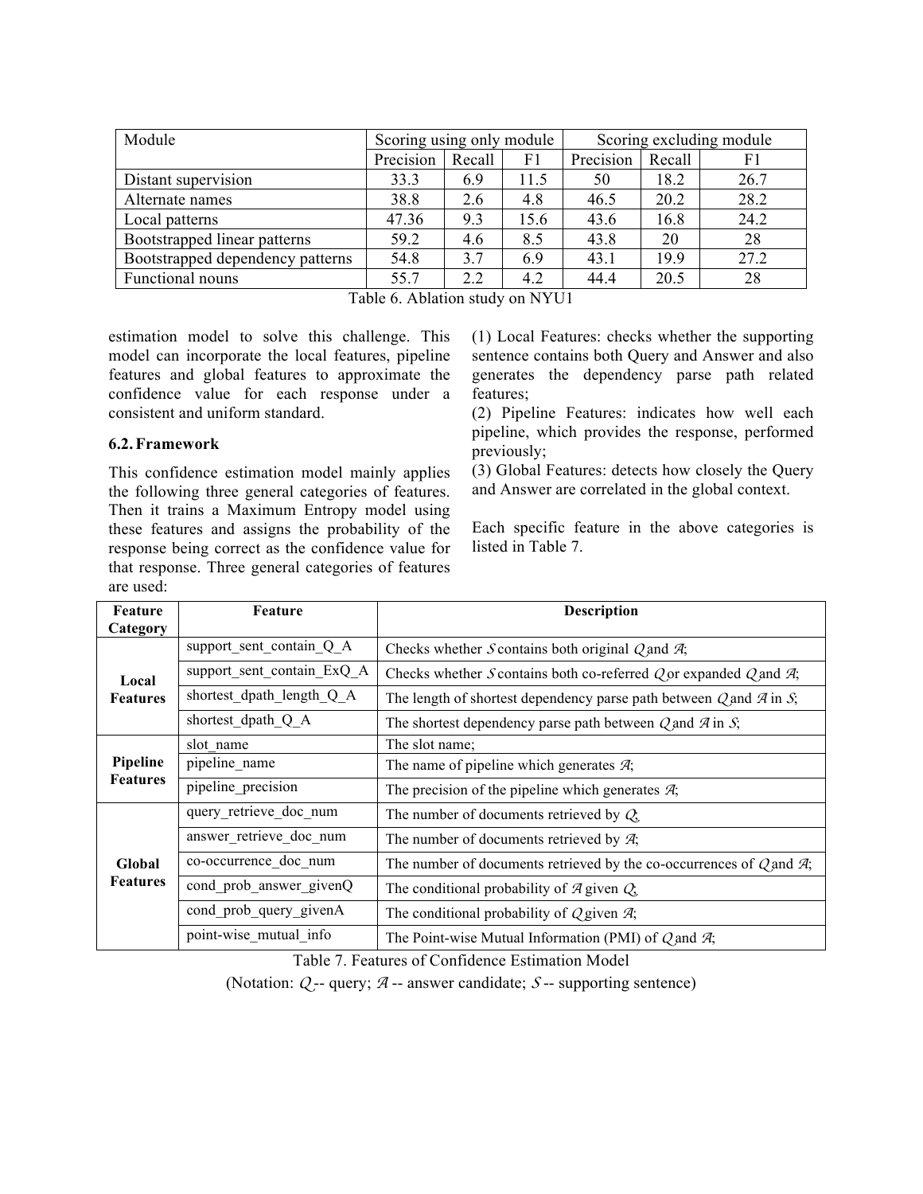| Module | Scoring using only module | | | Scoring excluding module | | |
|---|---|---|---|---|---|---|
| | Precision | Recall | F1 | Precision | Recall | F1 |
| Distant supervision | 33.3 | 6.9 | 11.5 | 50 | 18.2 | 26.7 |
| Alternate names | 38.8 | 2.6 | 4.8 | 46.5 | 20.2 | 28.2 |
| Local patterns | 47.36 | 9.3 | 15.6 | 43.6 | 16.8 | 24.2 |
| Bootstrapped linear patterns | 59.2 | 4.6 | 8.5 | 43.8 | 20 | 28 |
| Bootstrapped dependency patterns | 54.8 | 3.7 | 6.9 | 43.1 | 19.9 | 27.2 |
| Functional nouns | 55.7 | 2.2 | 4.2 | 44.4 | 20.5 | 28 |

Table 6. Ablation study on NYU1

estimation model to solve this challenge. This model can incorporate the local features, pipeline features and global features to approximate the confidence value for each response under a consistent and uniform standard.

### 6.2. Framework

This confidence estimation model mainly applies the following three general categories of features. Then it trains a Maximum Entropy model using these features and assigns the probability of the response being correct as the confidence value for that response. Three general categories of features are used:

(1) Local Features: checks whether the supporting sentence contains both Query and Answer and also generates the dependency parse path related features;
(2) Pipeline Features: indicates how well each pipeline, which provides the response, performed previously;
(3) Global Features: detects how closely the Query and Answer are correlated in the global context.

Each specific feature in the above categories is listed in Table 7.

| Feature Category | Feature | Description |
|---|---|---|
| **Local Features** | support_sent_contain_Q_A | Checks whether *S* contains both original *Q* and *A*; |
| | support_sent_contain_ExQ_A | Checks whether *S* contains both co-referred *Q* or expanded *Q* and *A*; |
| | shortest_dpath_length_Q_A | The length of shortest dependency parse path between *Q* and *A* in *S*; |
| | shortest_dpath_Q_A | The shortest dependency parse path between *Q* and *A* in *S*; |
| **Pipeline Features** | slot_name | The slot name; |
| | pipeline_name | The name of pipeline which generates *A*; |
| | pipeline_precision | The precision of the pipeline which generates *A*; |
| **Global Features** | query_retrieve_doc_num | The number of documents retrieved by *Q*; |
| | answer_retrieve_doc_num | The number of documents retrieved by *A*; |
| | co-occurrence_doc_num | The number of documents retrieved by the co-occurrences of *Q* and *A*; |
| | cond_prob_answer_givenQ | The conditional probability of *A* given *Q*; |
| | cond_prob_query_givenA | The conditional probability of *Q* given *A*; |
| | point-wise_mutual_info | The Point-wise Mutual Information (PMI) of *Q* and *A*; |

Table 7. Features of Confidence Estimation Model
(Notation: *Q* -- query; *A* -- answer candidate; *S* -- supporting sentence)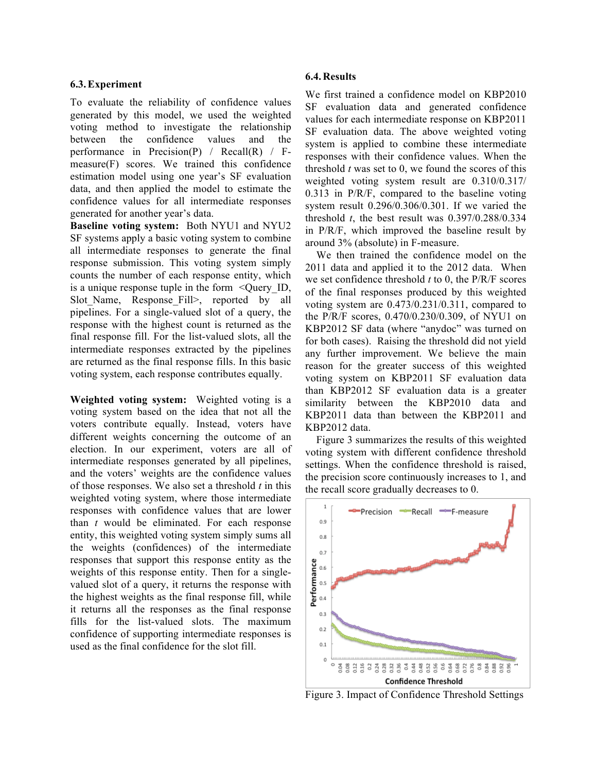### 6.3. Experiment

To evaluate the reliability of confidence values generated by this model, we used the weighted voting method to investigate the relationship between the confidence values and the performance in Precision(P) / Recall(R) / F-measure(F) scores. We trained this confidence estimation model using one year's SF evaluation data, and then applied the model to estimate the confidence values for all intermediate responses generated for another year's data.

**Baseline voting system:** Both NYU1 and NYU2 SF systems apply a basic voting system to combine all intermediate responses to generate the final response submission. This voting system simply counts the number of each response entity, which is a unique response tuple in the form <Query_ID, Slot_Name, Response_Fill>, reported by all pipelines. For a single-valued slot of a query, the response with the highest count is returned as the final response fill. For the list-valued slots, all the intermediate responses extracted by the pipelines are returned as the final response fills. In this basic voting system, each response contributes equally.

**Weighted voting system:** Weighted voting is a voting system based on the idea that not all the voters contribute equally. Instead, voters have different weights concerning the outcome of an election. In our experiment, voters are all of intermediate responses generated by all pipelines, and the voters' weights are the confidence values of those responses. We also set a threshold *t* in this weighted voting system, where those intermediate responses with confidence values that are lower than *t* would be eliminated. For each response entity, this weighted voting system simply sums all the weights (confidences) of the intermediate responses that support this response entity as the weights of this response entity. Then for a single-valued slot of a query, it returns the response with the highest weights as the final response fill, while it returns all the responses as the final response fills for the list-valued slots. The maximum confidence of supporting intermediate responses is used as the final confidence for the slot fill.

### 6.4. Results

We first trained a confidence model on KBP2010 SF evaluation data and generated confidence values for each intermediate response on KBP2011 SF evaluation data. The above weighted voting system is applied to combine these intermediate responses with their confidence values. When the threshold *t* was set to 0, we found the scores of this weighted voting system result are 0.310/0.317/0.313 in P/R/F, compared to the baseline voting system result 0.296/0.306/0.301. If we varied the threshold *t*, the best result was 0.397/0.288/0.334 in P/R/F, which improved the baseline result by around 3% (absolute) in F-measure.

We then trained the confidence model on the 2011 data and applied it to the 2012 data. When we set confidence threshold *t* to 0, the P/R/F scores of the final responses produced by this weighted voting system are 0.473/0.231/0.311, compared to the P/R/F scores, 0.470/0.230/0.309, of NYU1 on KBP2012 SF data (where "anydoc" was turned on for both cases). Raising the threshold did not yield any further improvement. We believe the main reason for the greater success of this weighted voting system on KBP2011 SF evaluation data than KBP2012 SF evaluation data is a greater similarity between the KBP2010 data and KBP2011 data than between the KBP2011 and KBP2012 data.

Figure 3 summarizes the results of this weighted voting system with different confidence threshold settings. When the confidence threshold is raised, the precision score continuously increases to 1, and the recall score gradually decreases to 0.

Figure 3. Impact of Confidence Threshold Settings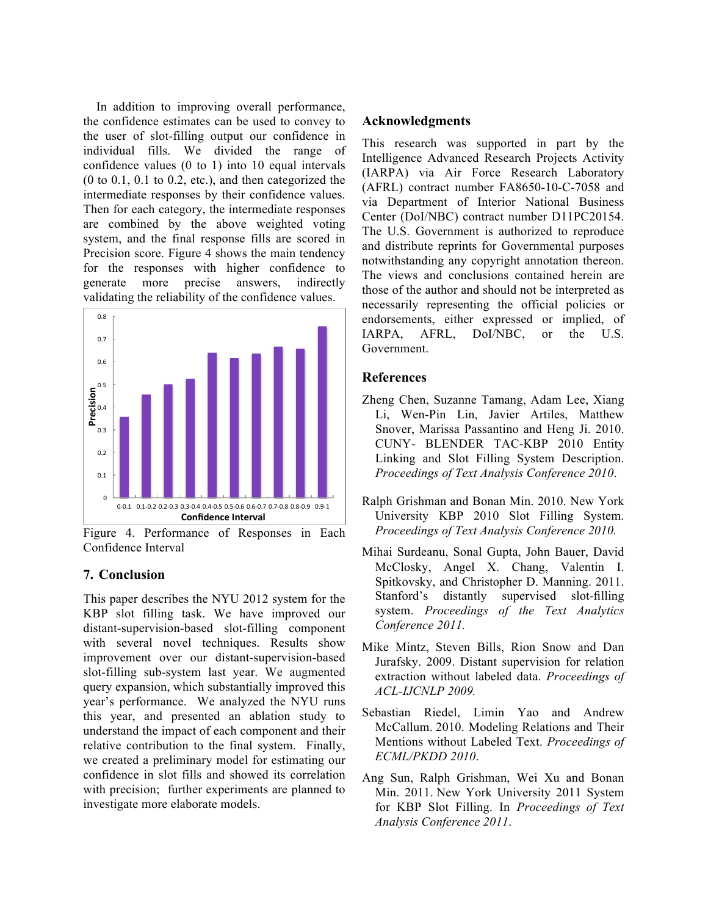In addition to improving overall performance, the confidence estimates can be used to convey to the user of slot-filling output our confidence in individual fills. We divided the range of confidence values (0 to 1) into 10 equal intervals (0 to 0.1, 0.1 to 0.2, etc.), and then categorized the intermediate responses by their confidence values. Then for each category, the intermediate responses are combined by the above weighted voting system, and the final response fills are scored in Precision score. Figure 4 shows the main tendency for the responses with higher confidence to generate more precise answers, indirectly validating the reliability of the confidence values.

Precision

0.8
0.7
0.6
0.5
0.4
0.3
0.2
0.1
0

0-0.1 0.1-0.2 0.2-0.3 0.3-0.4 0.4-0.5 0.5-0.6 0.6-0.7 0.7-0.8 0.8-0.9 0.9-1

Confidence Interval

Figure 4. Performance of Responses in Each Confidence Interval

## 7. Conclusion

This paper describes the NYU 2012 system for the KBP slot filling task. We have improved our distant-supervision-based slot-filling component with several novel techniques. Results show improvement over our distant-supervision-based slot-filling sub-system last year. We augmented query expansion, which substantially improved this year's performance. We analyzed the NYU runs this year, and presented an ablation study to understand the impact of each component and their relative contribution to the final system. Finally, we created a preliminary model for estimating our confidence in slot fills and showed its correlation with precision; further experiments are planned to investigate more elaborate models.

## Acknowledgments

This research was supported in part by the Intelligence Advanced Research Projects Activity (IARPA) via Air Force Research Laboratory (AFRL) contract number FA8650-10-C-7058 and via Department of Interior National Business Center (DoI/NBC) contract number D11PC20154. The U.S. Government is authorized to reproduce and distribute reprints for Governmental purposes notwithstanding any copyright annotation thereon. The views and conclusions contained herein are those of the author and should not be interpreted as necessarily representing the official policies or endorsements, either expressed or implied, of IARPA, AFRL, DoI/NBC, or the U.S. Government.

## References

Zheng Chen, Suzanne Tamang, Adam Lee, Xiang Li, Wen-Pin Lin, Javier Artiles, Matthew Snover, Marissa Passantino and Heng Ji. 2010. CUNY- BLENDER TAC-KBP 2010 Entity Linking and Slot Filling System Description. *Proceedings of Text Analysis Conference 2010*.

Ralph Grishman and Bonan Min. 2010. New York University KBP 2010 Slot Filling System. *Proceedings of Text Analysis Conference 2010.*

Mihai Surdeanu, Sonal Gupta, John Bauer, David McClosky, Angel X. Chang, Valentin I. Spitkovsky, and Christopher D. Manning. 2011. Stanford's distantly supervised slot-filling system. *Proceedings of the Text Analytics Conference 2011.*

Mike Mintz, Steven Bills, Rion Snow and Dan Jurafsky. 2009. Distant supervision for relation extraction without labeled data. *Proceedings of ACL-IJCNLP 2009.*

Sebastian Riedel, Limin Yao and Andrew McCallum. 2010. Modeling Relations and Their Mentions without Labeled Text. *Proceedings of ECML/PKDD 2010*.

Ang Sun, Ralph Grishman, Wei Xu and Bonan Min. 2011. New York University 2011 System for KBP Slot Filling. In *Proceedings of Text Analysis Conference 2011*.